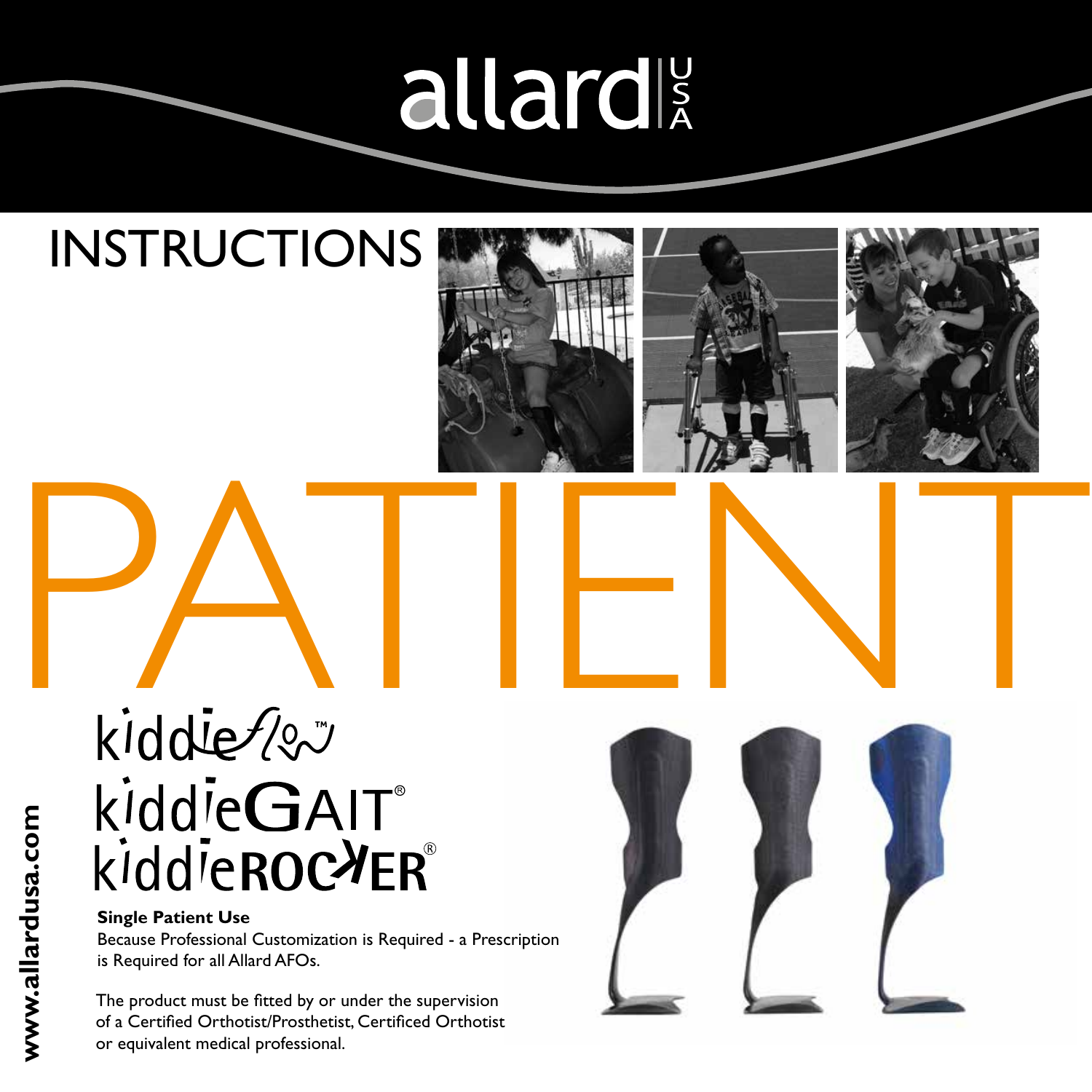allard USA

# INSTRUCTIONS

# PATIENT

kiddieflow™
kiddieGAIT®
kiddieROCKER®

**Single Patient Use**
Because Professional Customization is Required - a Prescription is Required for all Allard AFOs.

The product must be fitted by or under the supervision of a Certified Orthotist/Prosthetist, Certificed Orthotist or equivalent medical professional.

**www.allardusa.com**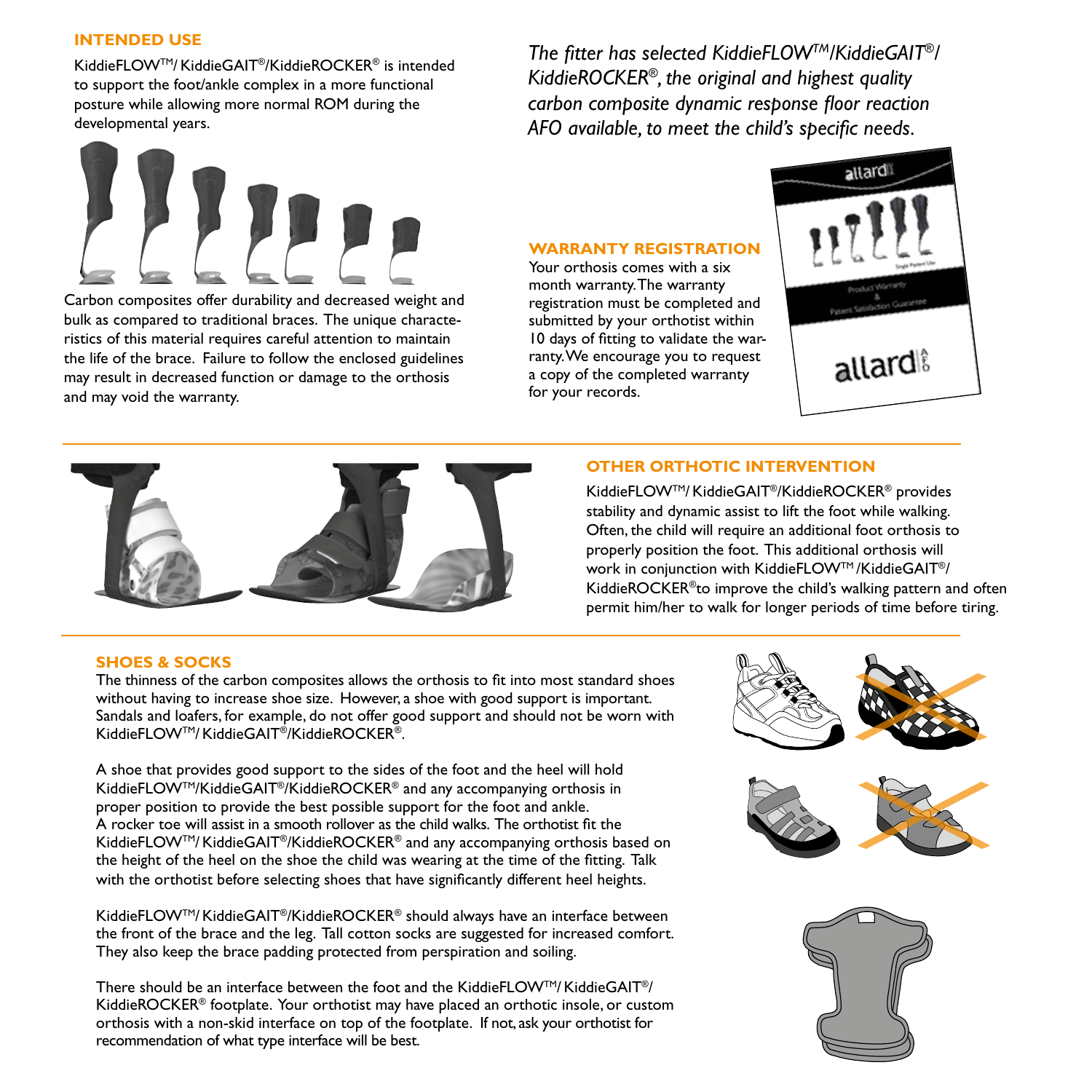## INTENDED USE

KiddieFLOW™/ KiddieGAIT®/KiddieROCKER® is intended to support the foot/ankle complex in a more functional posture while allowing more normal ROM during the developmental years.

Carbon composites offer durability and decreased weight and bulk as compared to traditional braces. The unique characteristics of this material requires careful attention to maintain the life of the brace. Failure to follow the enclosed guidelines may result in decreased function or damage to the orthosis and may void the warranty.

*The fitter has selected KiddieFLOW™/KiddieGAIT®/ KiddieROCKER®, the original and highest quality carbon composite dynamic response floor reaction AFO available, to meet the child's specific needs.*

## WARRANTY REGISTRATION

Your orthosis comes with a six month warranty. The warranty registration must be completed and submitted by your orthotist within 10 days of fitting to validate the warranty. We encourage you to request a copy of the completed warranty for your records.

## OTHER ORTHOTIC INTERVENTION

KiddieFLOW™/ KiddieGAIT®/KiddieROCKER® provides stability and dynamic assist to lift the foot while walking. Often, the child will require an additional foot orthosis to properly position the foot. This additional orthosis will work in conjunction with KiddieFLOW™ /KiddieGAIT®/ KiddieROCKER® to improve the child's walking pattern and often permit him/her to walk for longer periods of time before tiring.

## SHOES & SOCKS

The thinness of the carbon composites allows the orthosis to fit into most standard shoes without having to increase shoe size. However, a shoe with good support is important. Sandals and loafers, for example, do not offer good support and should not be worn with KiddieFLOW™/ KiddieGAIT®/KiddieROCKER®.

A shoe that provides good support to the sides of the foot and the heel will hold KiddieFLOW™/KiddieGAIT®/KiddieROCKER® and any accompanying orthosis in proper position to provide the best possible support for the foot and ankle. A rocker toe will assist in a smooth rollover as the child walks. The orthotist fit the KiddieFLOW™/ KiddieGAIT®/KiddieROCKER® and any accompanying orthosis based on the height of the heel on the shoe the child was wearing at the time of the fitting. Talk with the orthotist before selecting shoes that have significantly different heel heights.

KiddieFLOW™/ KiddieGAIT®/KiddieROCKER® should always have an interface between the front of the brace and the leg. Tall cotton socks are suggested for increased comfort. They also keep the brace padding protected from perspiration and soiling.

There should be an interface between the foot and the KiddieFLOW™/ KiddieGAIT®/ KiddieROCKER® footplate. Your orthotist may have placed an orthotic insole, or custom orthosis with a non-skid interface on top of the footplate. If not, ask your orthotist for recommendation of what type interface will be best.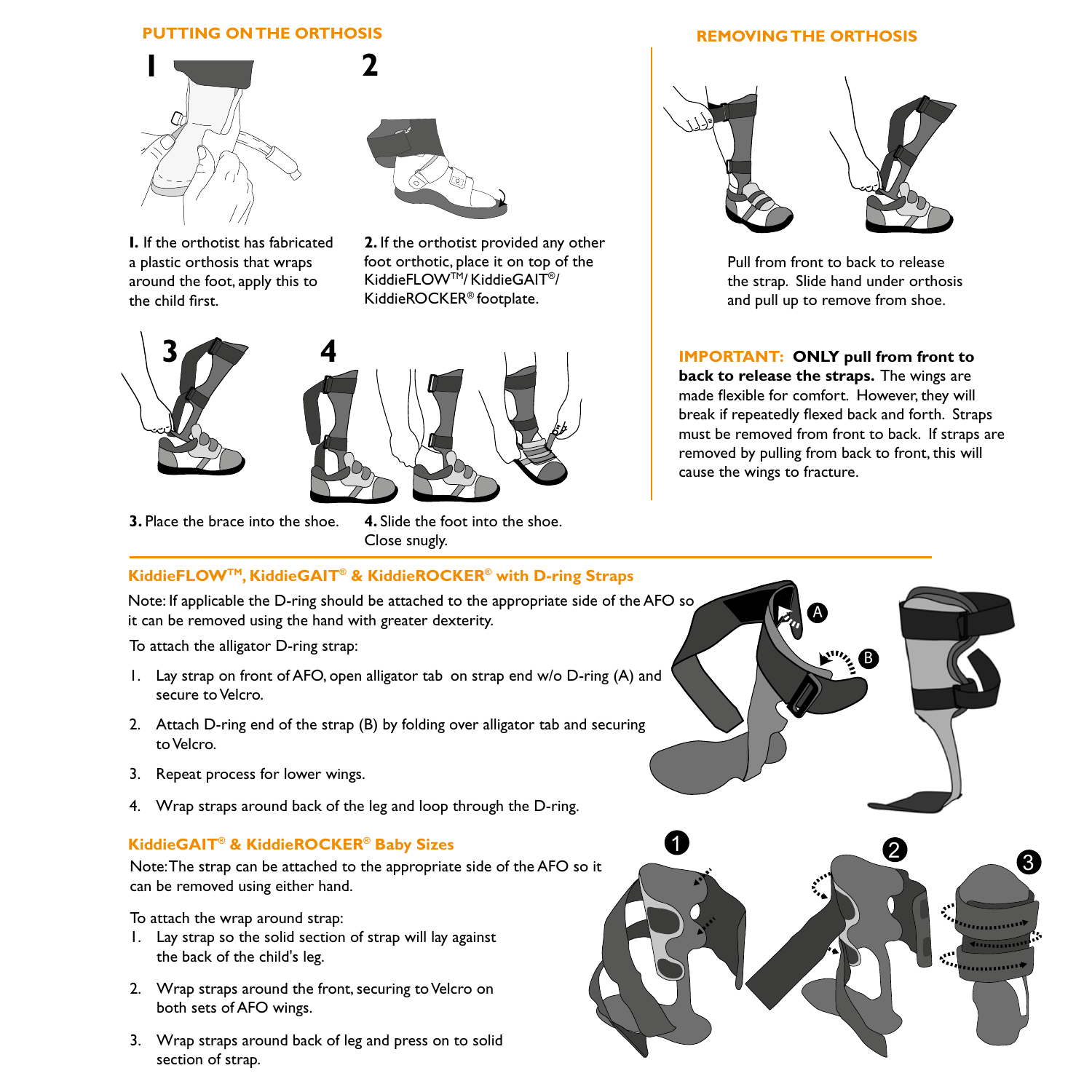## PUTTING ON THE ORTHOSIS

**1.** If the orthotist has fabricated a plastic orthosis that wraps around the foot, apply this to the child first.

**2.** If the orthotist provided any other foot orthotic, place it on top of the KiddieFLOW™/ KiddieGAIT®/ KiddieROCKER® footplate.

**3.** Place the brace into the shoe.

**4.** Slide the foot into the shoe. Close snugly.

## REMOVING THE ORTHOSIS

Pull from front to back to release the strap. Slide hand under orthosis and pull up to remove from shoe.

**IMPORTANT: ONLY pull from front to back to release the straps.** The wings are made flexible for comfort. However, they will break if repeatedly flexed back and forth. Straps must be removed from front to back. If straps are removed by pulling from back to front, this will cause the wings to fracture.

### KiddieFLOW™, KiddieGAIT® & KiddieROCKER® with D-ring Straps

Note: If applicable the D-ring should be attached to the appropriate side of the AFO so it can be removed using the hand with greater dexterity.

To attach the alligator D-ring strap:

1. Lay strap on front of AFO, open alligator tab on strap end w/o D-ring (A) and secure to Velcro.
2. Attach D-ring end of the strap (B) by folding over alligator tab and securing to Velcro.
3. Repeat process for lower wings.
4. Wrap straps around back of the leg and loop through the D-ring.

### KiddieGAIT® & KiddieROCKER® Baby Sizes

Note: The strap can be attached to the appropriate side of the AFO so it can be removed using either hand.

To attach the wrap around strap:

1. Lay strap so the solid section of strap will lay against the back of the child's leg.
2. Wrap straps around the front, securing to Velcro on both sets of AFO wings.
3. Wrap straps around back of leg and press on to solid section of strap.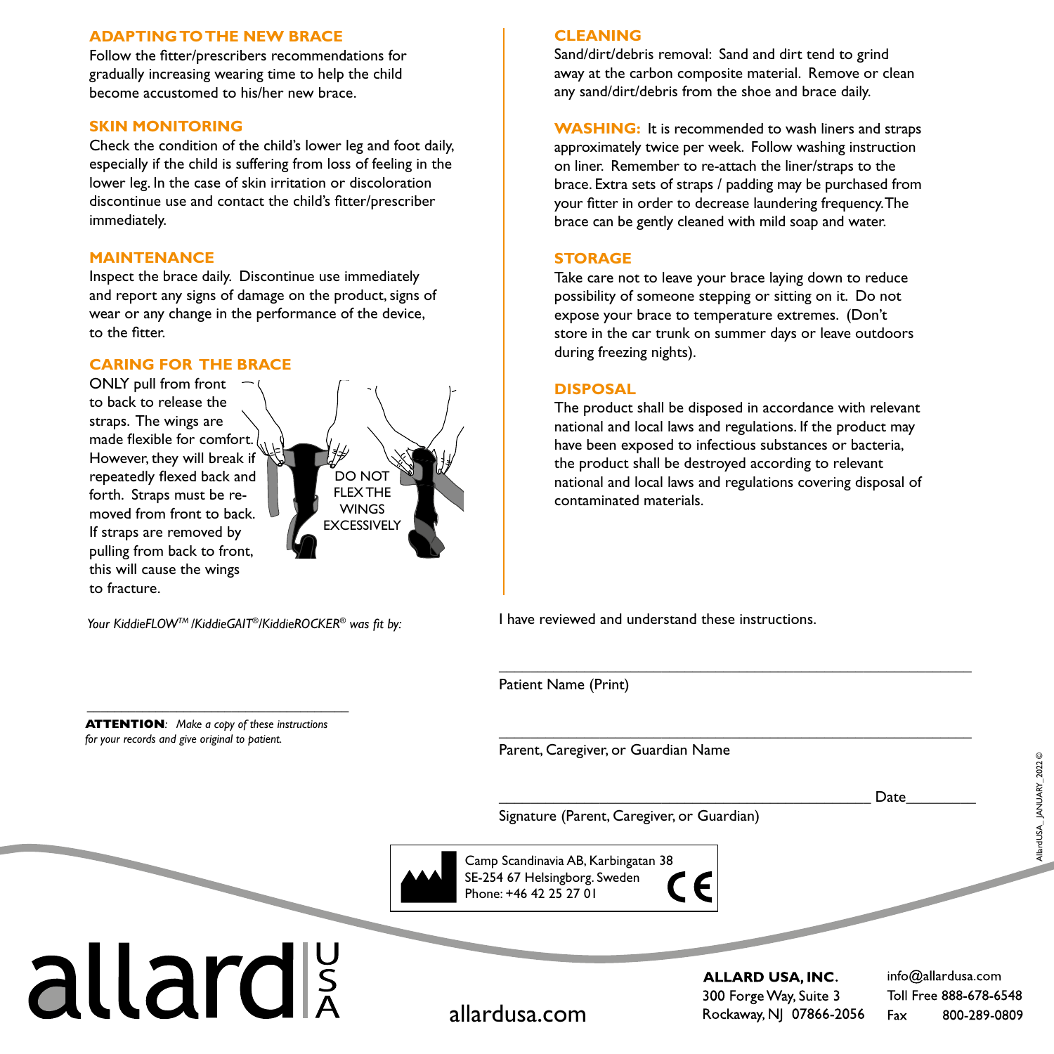## ADAPTING TO THE NEW BRACE

Follow the fitter/prescribers recommendations for gradually increasing wearing time to help the child become accustomed to his/her new brace.

## SKIN MONITORING

Check the condition of the child's lower leg and foot daily, especially if the child is suffering from loss of feeling in the lower leg. In the case of skin irritation or discoloration discontinue use and contact the child's fitter/prescriber immediately.

## MAINTENANCE

Inspect the brace daily. Discontinue use immediately and report any signs of damage on the product, signs of wear or any change in the performance of the device, to the fitter.

## CARING FOR THE BRACE

ONLY pull from front to back to release the straps. The wings are made flexible for comfort. However, they will break if repeatedly flexed back and forth. Straps must be removed from front to back. If straps are removed by pulling from back to front, this will cause the wings to fracture.

DO NOT FLEX THE WINGS EXCESSIVELY

*Your KiddieFLOW™ /KiddieGAIT®/KiddieROCKER® was fit by:*

______________________________

**ATTENTION**: *Make a copy of these instructions for your records and give original to patient.*

## CLEANING

Sand/dirt/debris removal: Sand and dirt tend to grind away at the carbon composite material. Remove or clean any sand/dirt/debris from the shoe and brace daily.

**WASHING:** It is recommended to wash liners and straps approximately twice per week. Follow washing instruction on liner. Remember to re-attach the liner/straps to the brace. Extra sets of straps / padding may be purchased from your fitter in order to decrease laundering frequency. The brace can be gently cleaned with mild soap and water.

## STORAGE

Take care not to leave your brace laying down to reduce possibility of someone stepping or sitting on it. Do not expose your brace to temperature extremes. (Don't store in the car trunk on summer days or leave outdoors during freezing nights).

## DISPOSAL

The product shall be disposed in accordance with relevant national and local laws and regulations. If the product may have been exposed to infectious substances or bacteria, the product shall be destroyed according to relevant national and local laws and regulations covering disposal of contaminated materials.

I have reviewed and understand these instructions.

______________________________
Patient Name (Print)

______________________________
Parent, Caregiver, or Guardian Name

______________________________ Date__________
Signature (Parent, Caregiver, or Guardian)

Camp Scandinavia AB, Karbingatan 38
SE-254 67 Helsingborg. Sweden
Phone: +46 42 25 27 01

CE

AllardUSA_JANUARY_2022 ©

allard USA

allardusa.com

**ALLARD USA, INC.**
300 Forge Way, Suite 3
Rockaway, NJ 07866-2056

info@allardusa.com
Toll Free 888-678-6548
Fax 800-289-0809